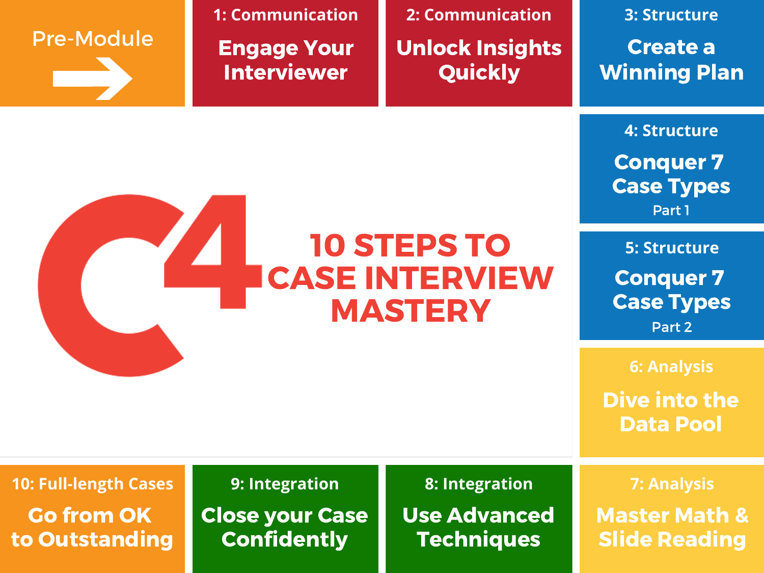# 10 STEPS TO CASE INTERVIEW MASTERY

**Pre-Module**

**1: Communication**
Engage Your Interviewer

**2: Communication**
Unlock Insights Quickly

**3: Structure**
Create a Winning Plan

**4: Structure**
Conquer 7 Case Types
Part 1

**5: Structure**
Conquer 7 Case Types
Part 2

**6: Analysis**
Dive into the Data Pool

**7: Analysis**
Master Math & Slide Reading

**8: Integration**
Use Advanced Techniques

**9: Integration**
Close your Case Confidently

**10: Full-length Cases**
Go from OK to Outstanding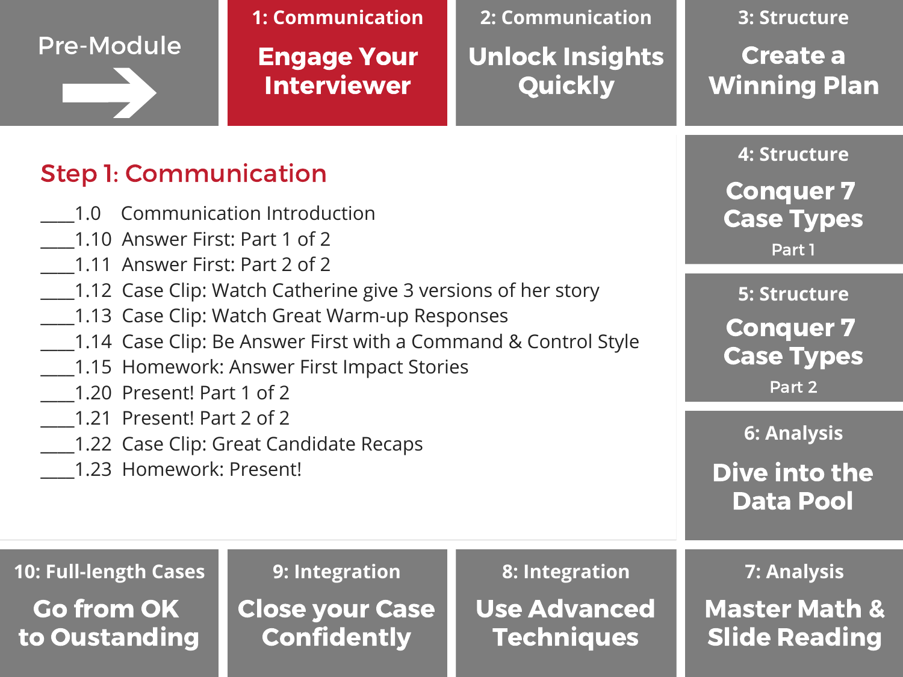Pre-Module

**1: Communication**
**Engage Your Interviewer**

**2: Communication**
**Unlock Insights Quickly**

**3: Structure**
**Create a Winning Plan**

## Step 1: Communication

____1.0 Communication Introduction
____1.10 Answer First: Part 1 of 2
____1.11 Answer First: Part 2 of 2
____1.12 Case Clip: Watch Catherine give 3 versions of her story
____1.13 Case Clip: Watch Great Warm-up Responses
____1.14 Case Clip: Be Answer First with a Command & Control Style
____1.15 Homework: Answer First Impact Stories
____1.20 Present! Part 1 of 2
____1.21 Present! Part 2 of 2
____1.22 Case Clip: Great Candidate Recaps
____1.23 Homework: Present!

**4: Structure**
**Conquer 7 Case Types**
Part 1

**5: Structure**
**Conquer 7 Case Types**
Part 2

**6: Analysis**
**Dive into the Data Pool**

**7: Analysis**
**Master Math & Slide Reading**

**8: Integration**
**Use Advanced Techniques**

**9: Integration**
**Close your Case Confidently**

**10: Full-length Cases**
**Go from OK to Oustanding**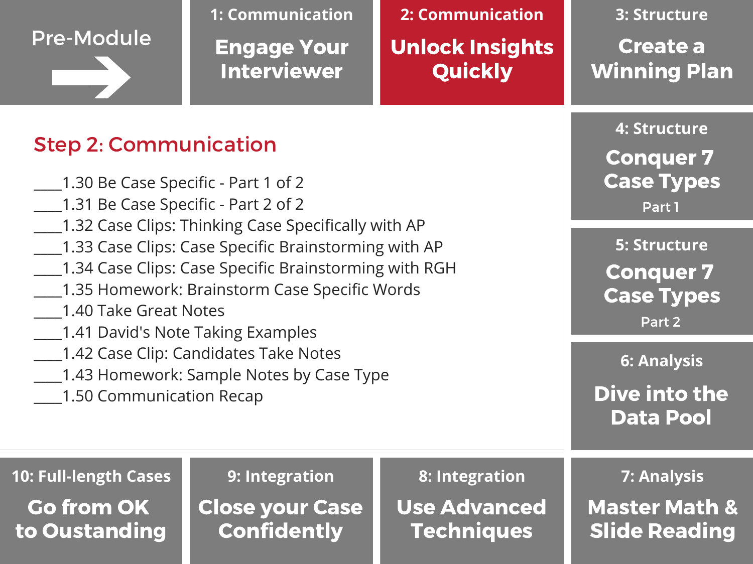Pre-Module

**1: Communication**
**Engage Your Interviewer**

**2: Communication**
**Unlock Insights Quickly**

**3: Structure**
**Create a Winning Plan**

## Step 2: Communication

____1.30 Be Case Specific - Part 1 of 2
____1.31 Be Case Specific - Part 2 of 2
____1.32 Case Clips: Thinking Case Specifically with AP
____1.33 Case Clips: Case Specific Brainstorming with AP
____1.34 Case Clips: Case Specific Brainstorming with RGH
____1.35 Homework: Brainstorm Case Specific Words
____1.40 Take Great Notes
____1.41 David's Note Taking Examples
____1.42 Case Clip: Candidates Take Notes
____1.43 Homework: Sample Notes by Case Type
____1.50 Communication Recap

**4: Structure**
**Conquer 7 Case Types**
Part 1

**5: Structure**
**Conquer 7 Case Types**
Part 2

**6: Analysis**
**Dive into the Data Pool**

**7: Analysis**
**Master Math & Slide Reading**

**8: Integration**
**Use Advanced Techniques**

**9: Integration**
**Close your Case Confidently**

**10: Full-length Cases**
**Go from OK to Oustanding**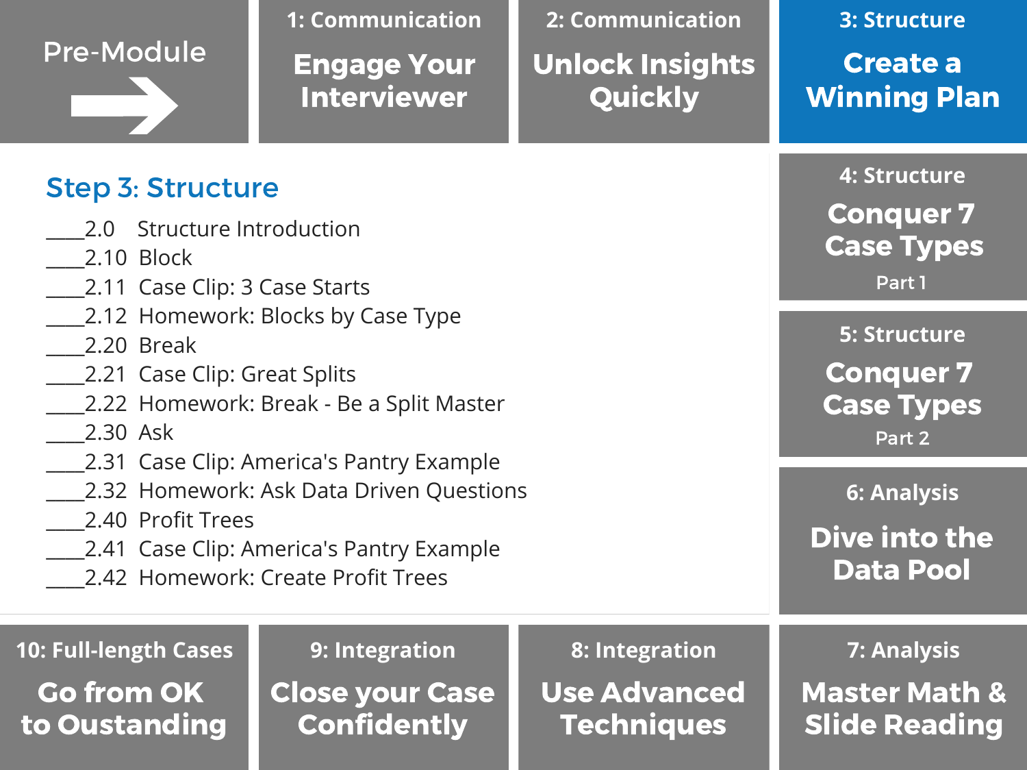Pre-Module

**1: Communication**
**Engage Your Interviewer**

**2: Communication**
**Unlock Insights Quickly**

**3: Structure**
**Create a Winning Plan**

## Step 3: Structure

____2.0 Structure Introduction
____2.10 Block
____2.11 Case Clip: 3 Case Starts
____2.12 Homework: Blocks by Case Type
____2.20 Break
____2.21 Case Clip: Great Splits
____2.22 Homework: Break - Be a Split Master
____2.30 Ask
____2.31 Case Clip: America's Pantry Example
____2.32 Homework: Ask Data Driven Questions
____2.40 Profit Trees
____2.41 Case Clip: America's Pantry Example
____2.42 Homework: Create Profit Trees

**4: Structure**
**Conquer 7 Case Types**
Part 1

**5: Structure**
**Conquer 7 Case Types**
Part 2

**6: Analysis**
**Dive into the Data Pool**

**7: Analysis**
**Master Math & Slide Reading**

**8: Integration**
**Use Advanced Techniques**

**9: Integration**
**Close your Case Confidently**

**10: Full-length Cases**
**Go from OK to Oustanding**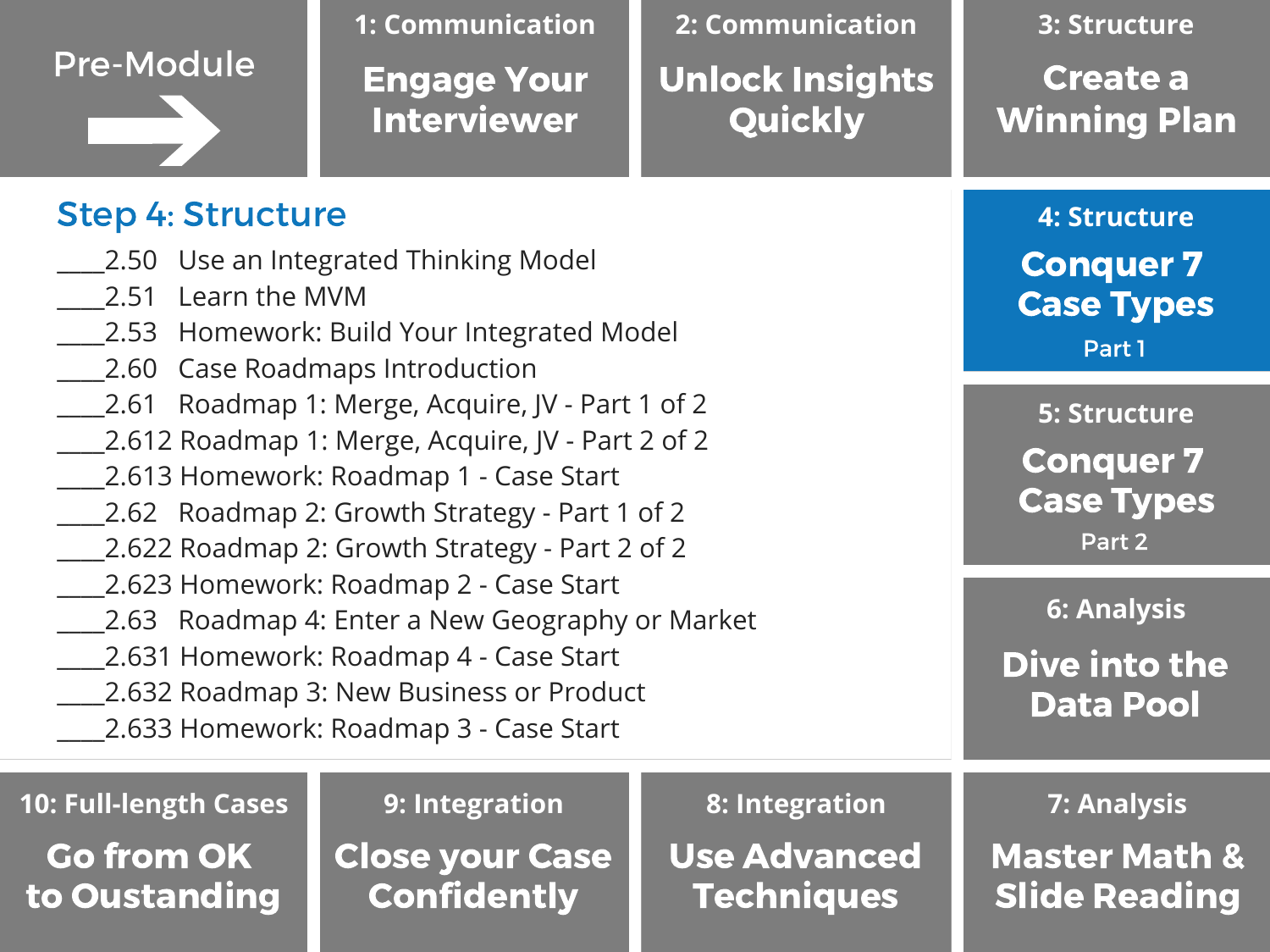Pre-Module

**1: Communication**
**Engage Your Interviewer**

**2: Communication**
**Unlock Insights Quickly**

**3: Structure**
**Create a Winning Plan**

## Step 4: Structure

____2.50 Use an Integrated Thinking Model
____2.51 Learn the MVM
____2.53 Homework: Build Your Integrated Model
____2.60 Case Roadmaps Introduction
____2.61 Roadmap 1: Merge, Acquire, JV - Part 1 of 2
____2.612 Roadmap 1: Merge, Acquire, JV - Part 2 of 2
____2.613 Homework: Roadmap 1 - Case Start
____2.62 Roadmap 2: Growth Strategy - Part 1 of 2
____2.622 Roadmap 2: Growth Strategy - Part 2 of 2
____2.623 Homework: Roadmap 2 - Case Start
____2.63 Roadmap 4: Enter a New Geography or Market
____2.631 Homework: Roadmap 4 - Case Start
____2.632 Roadmap 3: New Business or Product
____2.633 Homework: Roadmap 3 - Case Start

**4: Structure**
**Conquer 7 Case Types**
Part 1

**5: Structure**
**Conquer 7 Case Types**
Part 2

**6: Analysis**
**Dive into the Data Pool**

**7: Analysis**
**Master Math & Slide Reading**

**8: Integration**
**Use Advanced Techniques**

**9: Integration**
**Close your Case Confidently**

**10: Full-length Cases**
**Go from OK to Oustanding**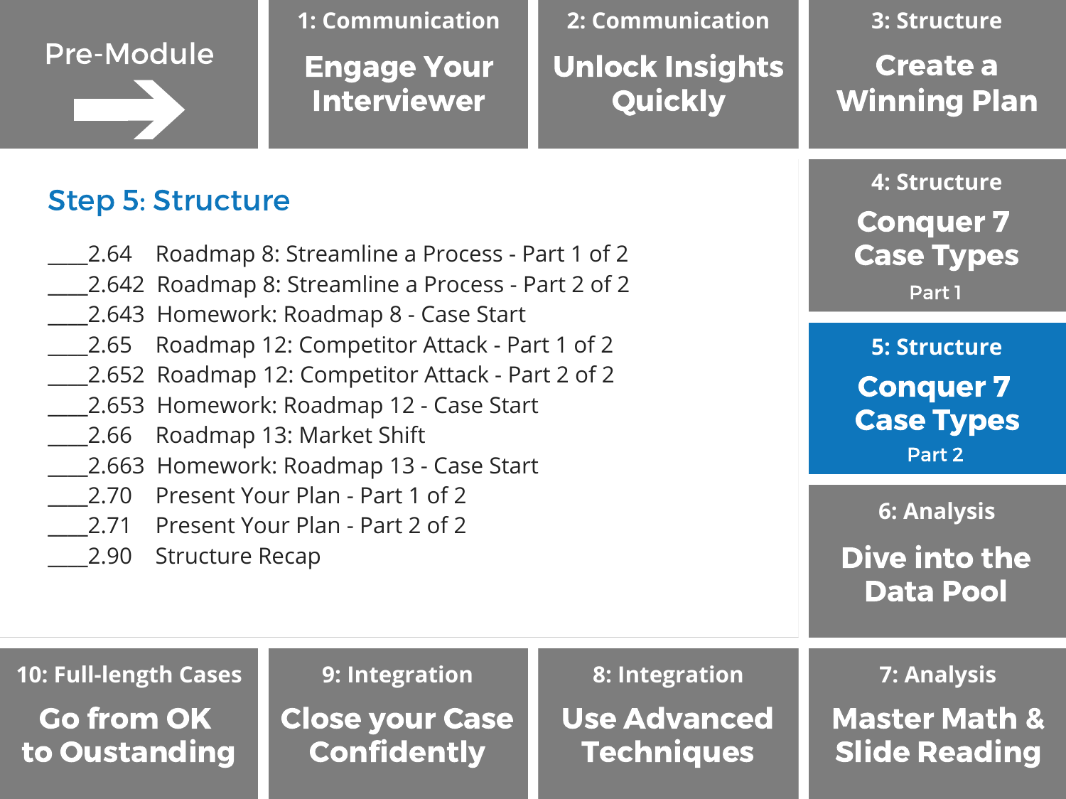Pre-Module

**1: Communication**
**Engage Your Interviewer**

**2: Communication**
**Unlock Insights Quickly**

**3: Structure**
**Create a Winning Plan**

**4: Structure**
**Conquer 7 Case Types**
Part 1

**5: Structure**
**Conquer 7 Case Types**
Part 2

**6: Analysis**
**Dive into the Data Pool**

**7: Analysis**
**Master Math & Slide Reading**

**8: Integration**
**Use Advanced Techniques**

**9: Integration**
**Close your Case Confidently**

**10: Full-length Cases**
**Go from OK to Oustanding**

## Step 5: Structure

____2.64 Roadmap 8: Streamline a Process - Part 1 of 2
____2.642 Roadmap 8: Streamline a Process - Part 2 of 2
____2.643 Homework: Roadmap 8 - Case Start
____2.65 Roadmap 12: Competitor Attack - Part 1 of 2
____2.652 Roadmap 12: Competitor Attack - Part 2 of 2
____2.653 Homework: Roadmap 12 - Case Start
____2.66 Roadmap 13: Market Shift
____2.663 Homework: Roadmap 13 - Case Start
____2.70 Present Your Plan - Part 1 of 2
____2.71 Present Your Plan - Part 2 of 2
____2.90 Structure Recap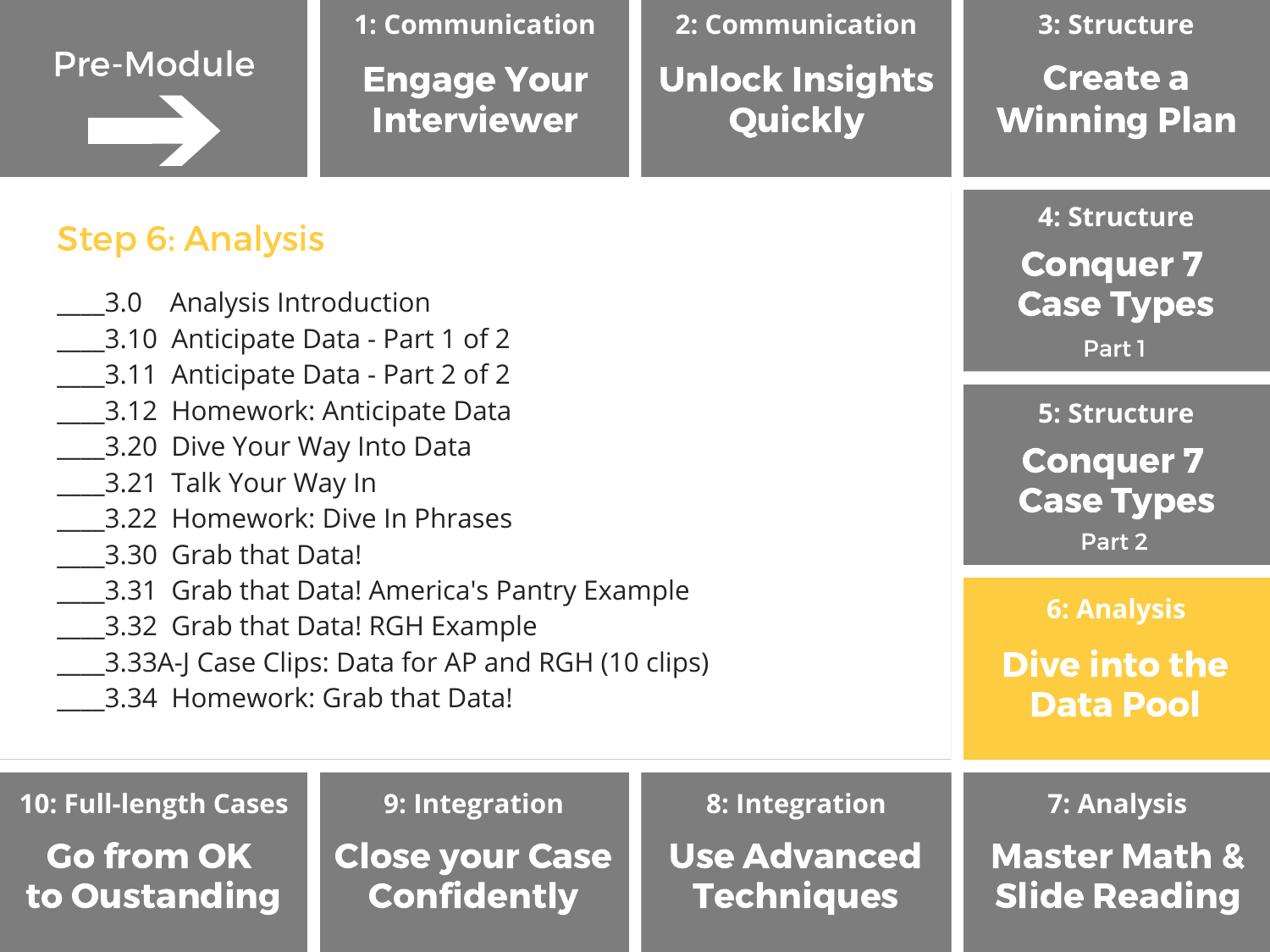Pre-Module

**1: Communication**
**Engage Your Interviewer**

**2: Communication**
**Unlock Insights Quickly**

**3: Structure**
**Create a Winning Plan**

**4: Structure**
**Conquer 7 Case Types**
Part 1

**5: Structure**
**Conquer 7 Case Types**
Part 2

**6: Analysis**
**Dive into the Data Pool**

**7: Analysis**
**Master Math & Slide Reading**

**8: Integration**
**Use Advanced Techniques**

**9: Integration**
**Close your Case Confidently**

**10: Full-length Cases**
**Go from OK to Oustanding**

## Step 6: Analysis

____3.0 Analysis Introduction
____3.10 Anticipate Data - Part 1 of 2
____3.11 Anticipate Data - Part 2 of 2
____3.12 Homework: Anticipate Data
____3.20 Dive Your Way Into Data
____3.21 Talk Your Way In
____3.22 Homework: Dive In Phrases
____3.30 Grab that Data!
____3.31 Grab that Data! America's Pantry Example
____3.32 Grab that Data! RGH Example
____3.33A-J Case Clips: Data for AP and RGH (10 clips)
____3.34 Homework: Grab that Data!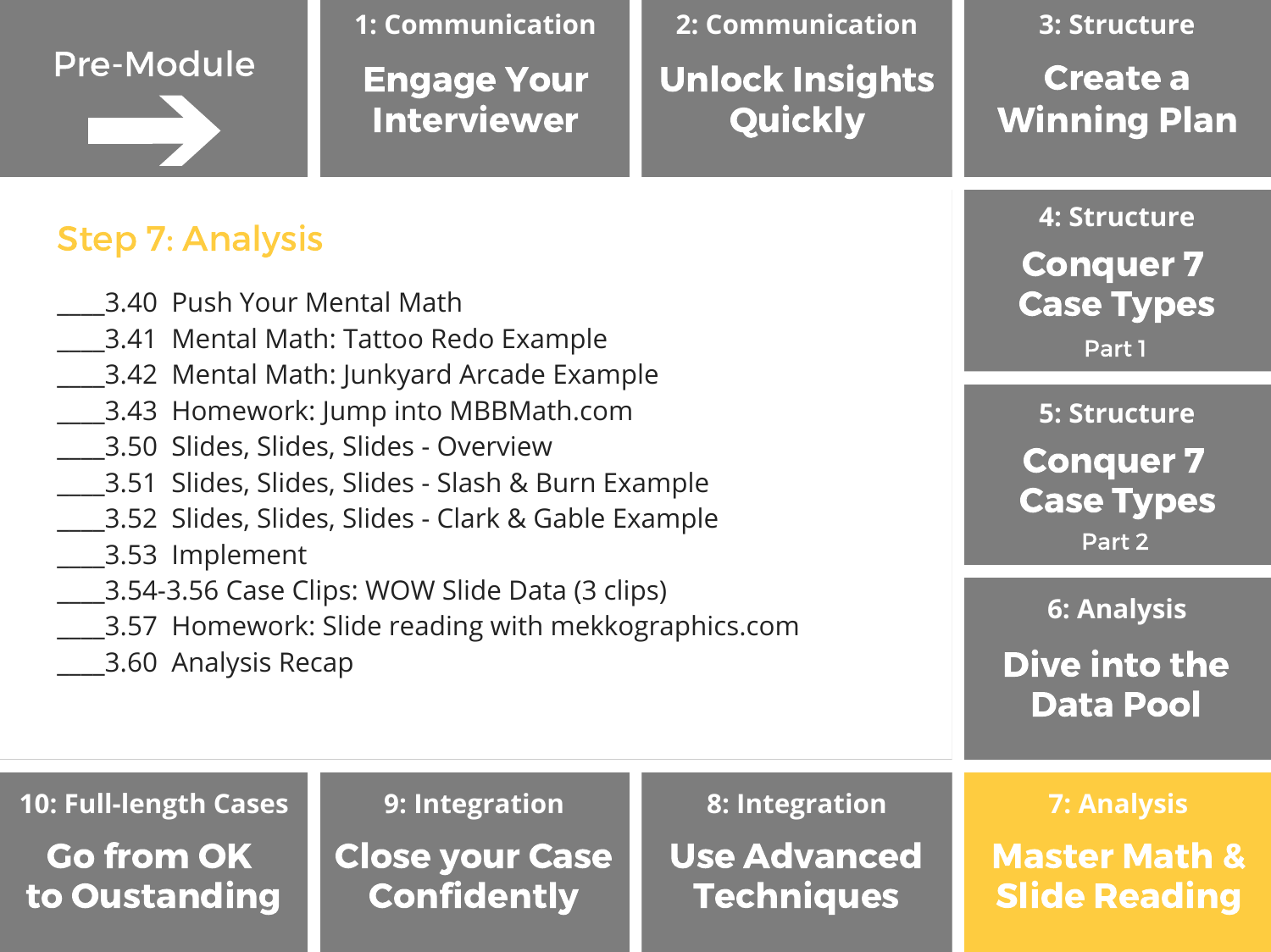Pre-Module

1: Communication
**Engage Your Interviewer**

2: Communication
**Unlock Insights Quickly**

3: Structure
**Create a Winning Plan**

4: Structure
**Conquer 7 Case Types**
Part 1

5: Structure
**Conquer 7 Case Types**
Part 2

6: Analysis
**Dive into the Data Pool**

## Step 7: Analysis

____3.40  Push Your Mental Math
____3.41  Mental Math: Tattoo Redo Example
____3.42  Mental Math: Junkyard Arcade Example
____3.43  Homework: Jump into MBBMath.com
____3.50  Slides, Slides, Slides - Overview
____3.51  Slides, Slides, Slides - Slash & Burn Example
____3.52  Slides, Slides, Slides - Clark & Gable Example
____3.53  Implement
____3.54-3.56 Case Clips: WOW Slide Data (3 clips)
____3.57  Homework: Slide reading with mekkographics.com
____3.60  Analysis Recap

7: Analysis
**Master Math & Slide Reading**

8: Integration
**Use Advanced Techniques**

9: Integration
**Close your Case Confidently**

10: Full-length Cases
**Go from OK to Oustanding**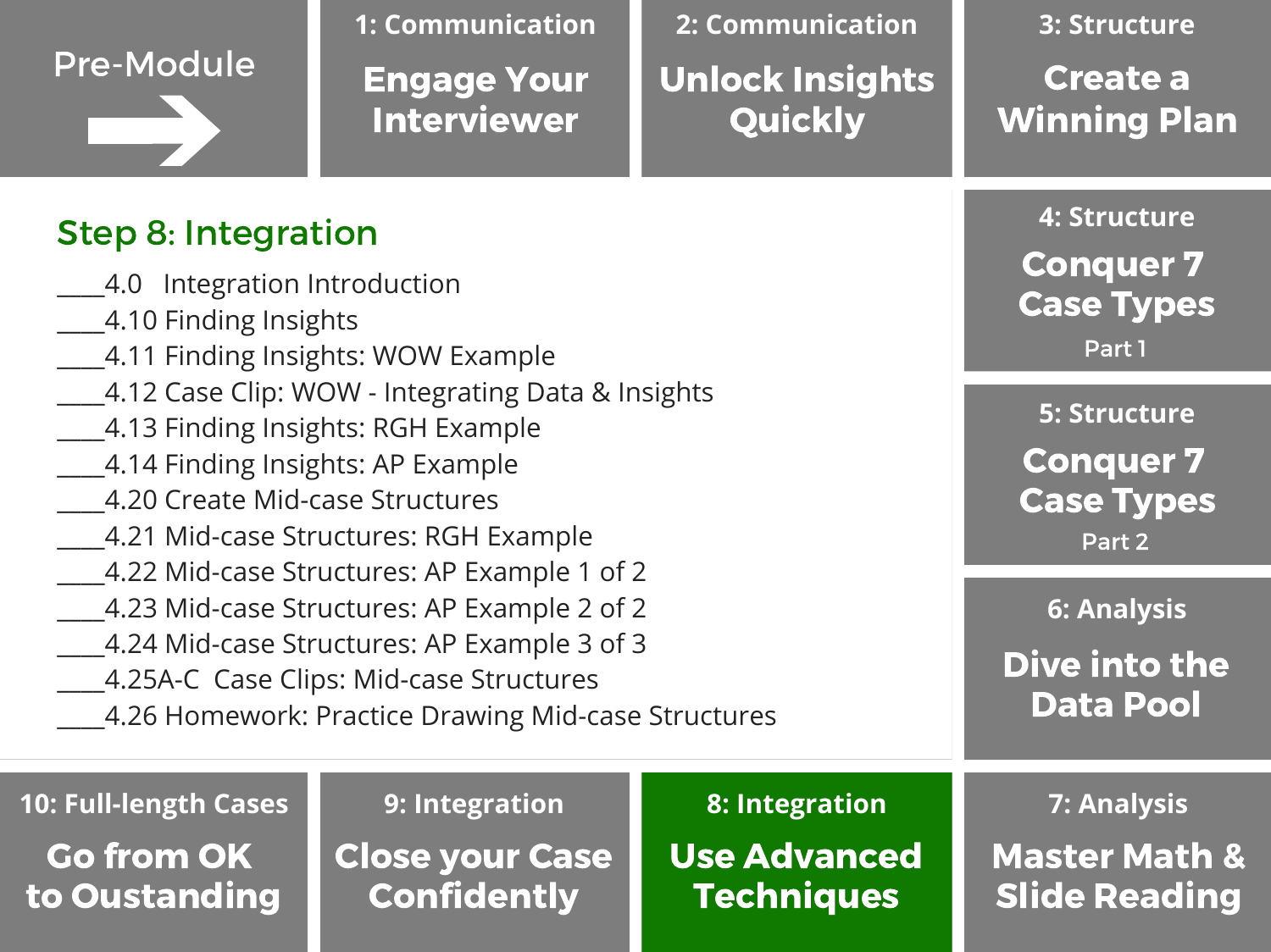Pre-Module

**1: Communication**
**Engage Your Interviewer**

**2: Communication**
**Unlock Insights Quickly**

**3: Structure**
**Create a Winning Plan**

## Step 8: Integration

____4.0 Integration Introduction
____4.10 Finding Insights
____4.11 Finding Insights: WOW Example
____4.12 Case Clip: WOW - Integrating Data & Insights
____4.13 Finding Insights: RGH Example
____4.14 Finding Insights: AP Example
____4.20 Create Mid-case Structures
____4.21 Mid-case Structures: RGH Example
____4.22 Mid-case Structures: AP Example 1 of 2
____4.23 Mid-case Structures: AP Example 2 of 2
____4.24 Mid-case Structures: AP Example 3 of 3
____4.25A-C Case Clips: Mid-case Structures
____4.26 Homework: Practice Drawing Mid-case Structures

**4: Structure**
**Conquer 7 Case Types**
Part 1

**5: Structure**
**Conquer 7 Case Types**
Part 2

**6: Analysis**
**Dive into the Data Pool**

**7: Analysis**
**Master Math & Slide Reading**

**8: Integration**
**Use Advanced Techniques**

**9: Integration**
**Close your Case Confidently**

**10: Full-length Cases**
**Go from OK to Oustanding**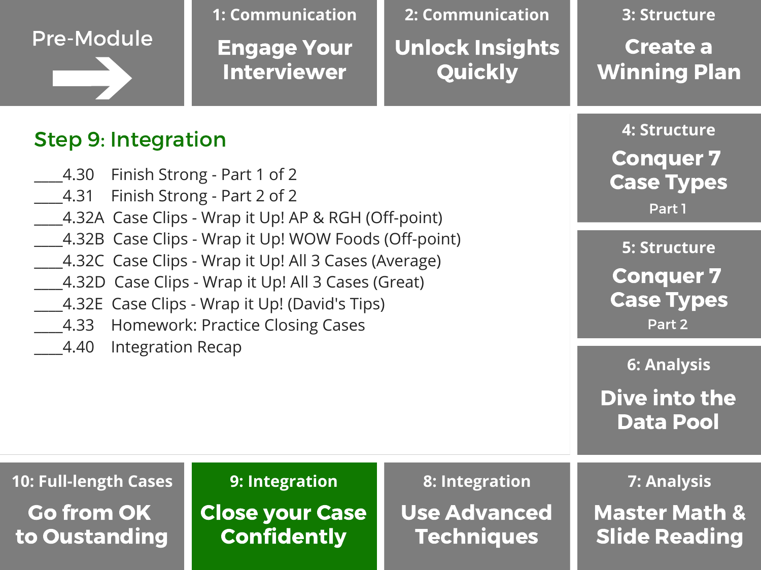Pre-Module

**1: Communication**
**Engage Your Interviewer**

**2: Communication**
**Unlock Insights Quickly**

**3: Structure**
**Create a Winning Plan**

**4: Structure**
**Conquer 7 Case Types**
Part 1

**5: Structure**
**Conquer 7 Case Types**
Part 2

**6: Analysis**
**Dive into the Data Pool**

**7: Analysis**
**Master Math & Slide Reading**

**8: Integration**
**Use Advanced Techniques**

**9: Integration**
**Close your Case Confidently**

**10: Full-length Cases**
**Go from OK to Oustanding**

## Step 9: Integration

____4.30 Finish Strong - Part 1 of 2
____4.31 Finish Strong - Part 2 of 2
____4.32A Case Clips - Wrap it Up! AP & RGH (Off-point)
____4.32B Case Clips - Wrap it Up! WOW Foods (Off-point)
____4.32C Case Clips - Wrap it Up! All 3 Cases (Average)
____4.32D Case Clips - Wrap it Up! All 3 Cases (Great)
____4.32E Case Clips - Wrap it Up! (David's Tips)
____4.33 Homework: Practice Closing Cases
____4.40 Integration Recap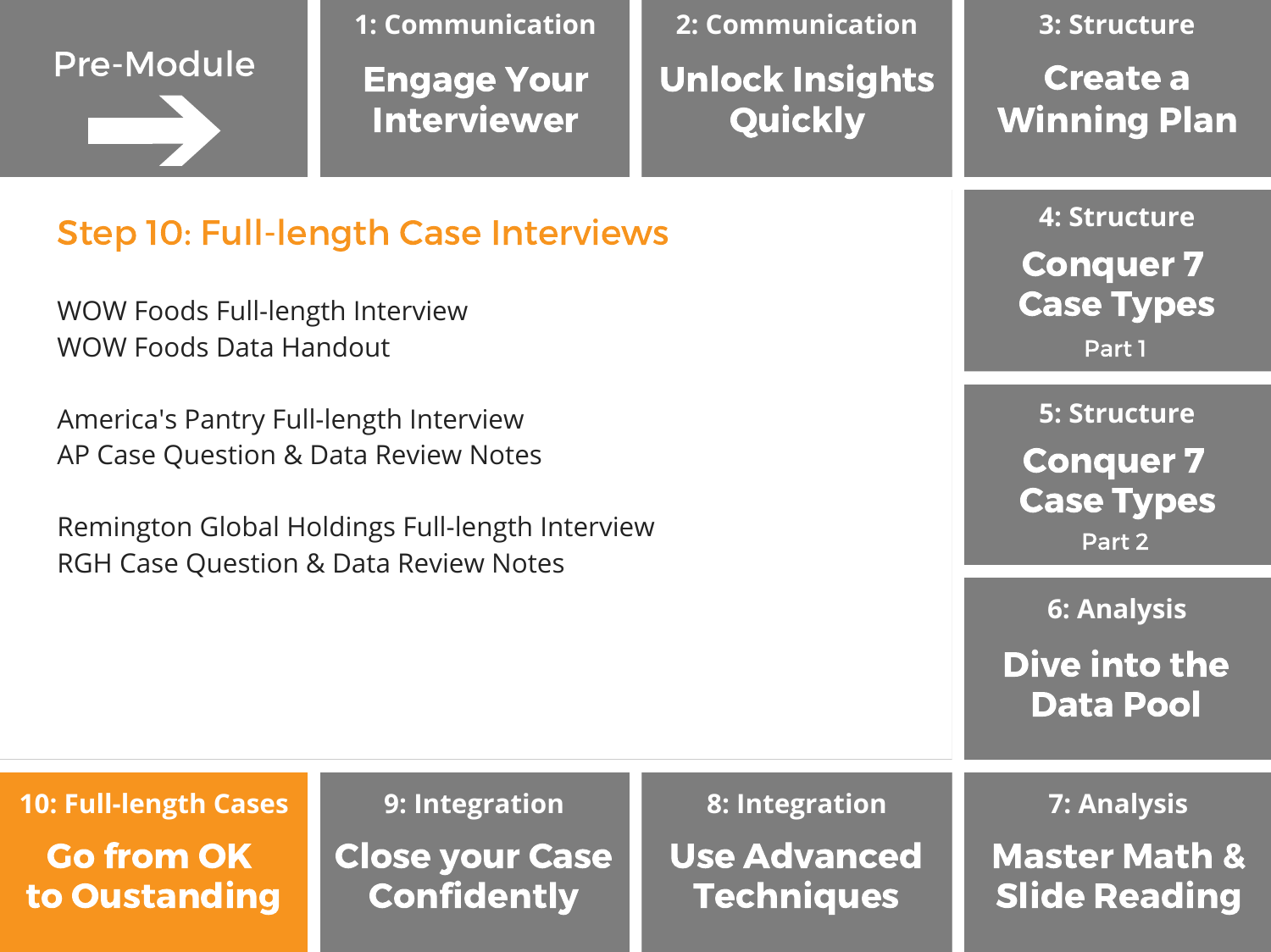Pre-Module

1: Communication
**Engage Your Interviewer**

2: Communication
**Unlock Insights Quickly**

3: Structure
**Create a Winning Plan**

4: Structure
**Conquer 7 Case Types**
Part 1

5: Structure
**Conquer 7 Case Types**
Part 2

6: Analysis
**Dive into the Data Pool**

7: Analysis
**Master Math & Slide Reading**

8: Integration
**Use Advanced Techniques**

9: Integration
**Close your Case Confidently**

10: Full-length Cases
**Go from OK to Oustanding**

## Step 10: Full-length Case Interviews

WOW Foods Full-length Interview
WOW Foods Data Handout

America's Pantry Full-length Interview
AP Case Question & Data Review Notes

Remington Global Holdings Full-length Interview
RGH Case Question & Data Review Notes